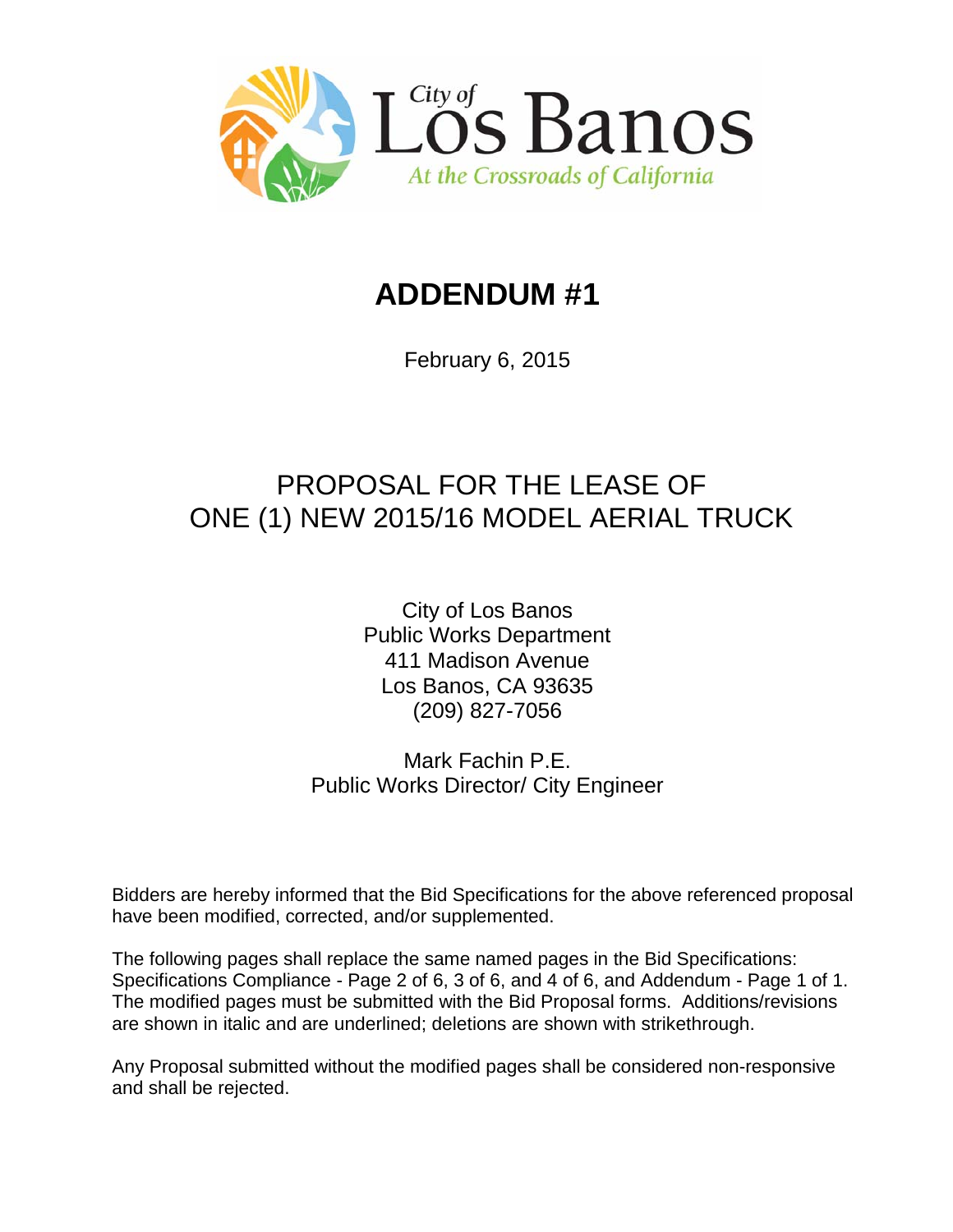City of Los Banos

At the Crossroads of California

# ADDENDUM #1

February 6, 2015

## PROPOSAL FOR THE LEASE OF ONE (1) NEW 2015/16 MODEL AERIAL TRUCK

City of Los Banos
Public Works Department
411 Madison Avenue
Los Banos, CA 93635
(209) 827-7056

Mark Fachin P.E.
Public Works Director/ City Engineer

Bidders are hereby informed that the Bid Specifications for the above referenced proposal have been modified, corrected, and/or supplemented.

The following pages shall replace the same named pages in the Bid Specifications: Specifications Compliance - Page 2 of 6, 3 of 6, and 4 of 6, and Addendum - Page 1 of 1. The modified pages must be submitted with the Bid Proposal forms. Additions/revisions are shown in italic and are underlined; deletions are shown with strikethrough.

Any Proposal submitted without the modified pages shall be considered non-responsive and shall be rejected.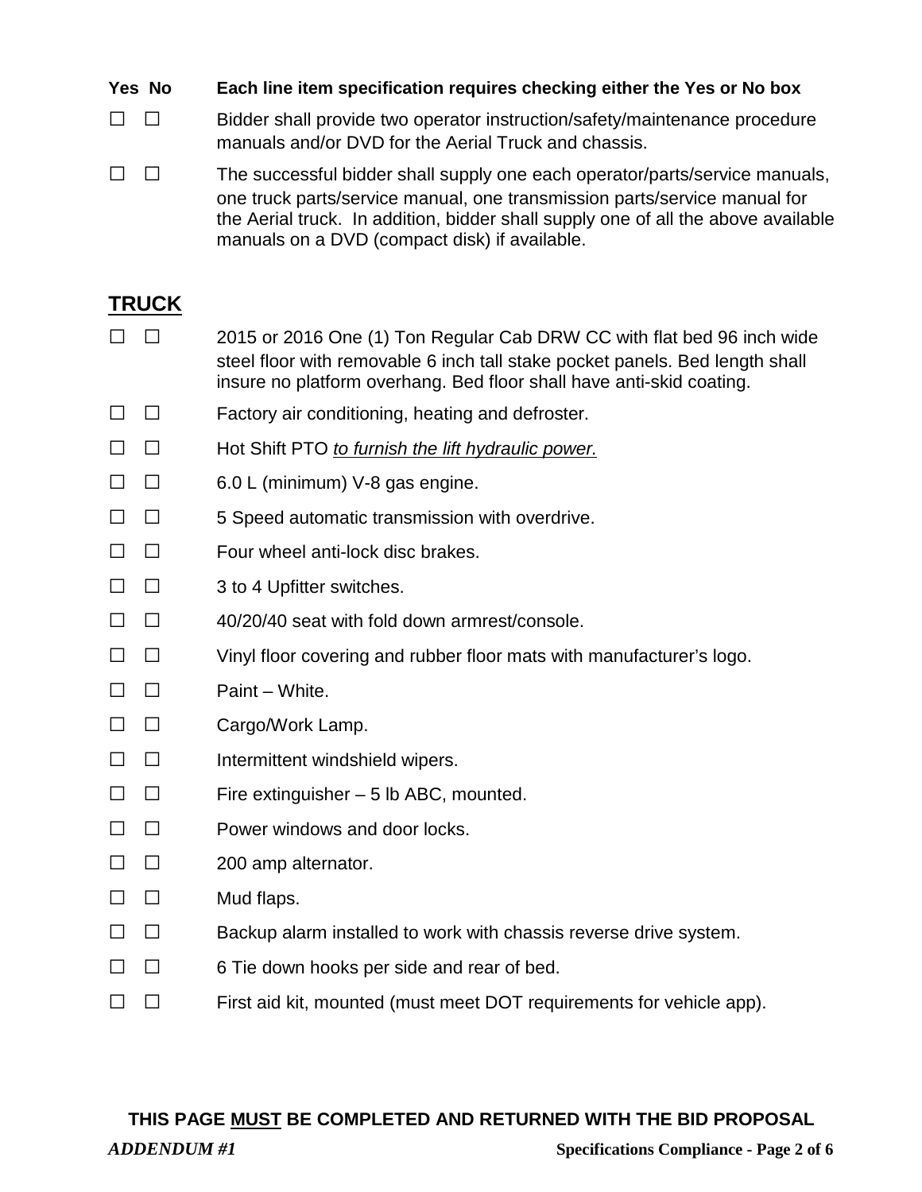| Yes | No | Each line item specification requires checking either the Yes or No box |
|---|---|---|
| ☐ | ☐ | Bidder shall provide two operator instruction/safety/maintenance procedure manuals and/or DVD for the Aerial Truck and chassis. |
| ☐ | ☐ | The successful bidder shall supply one each operator/parts/service manuals, one truck parts/service manual, one transmission parts/service manual for the Aerial truck. In addition, bidder shall supply one of all the above available manuals on a DVD (compact disk) if available. |

## TRUCK

| Yes | No | Specification |
|---|---|---|
| ☐ | ☐ | 2015 or 2016 One (1) Ton Regular Cab DRW CC with flat bed 96 inch wide steel floor with removable 6 inch tall stake pocket panels. Bed length shall insure no platform overhang. Bed floor shall have anti-skid coating. |
| ☐ | ☐ | Factory air conditioning, heating and defroster. |
| ☐ | ☐ | Hot Shift PTO *to furnish the lift hydraulic power.* |
| ☐ | ☐ | 6.0 L (minimum) V-8 gas engine. |
| ☐ | ☐ | 5 Speed automatic transmission with overdrive. |
| ☐ | ☐ | Four wheel anti-lock disc brakes. |
| ☐ | ☐ | 3 to 4 Upfitter switches. |
| ☐ | ☐ | 40/20/40 seat with fold down armrest/console. |
| ☐ | ☐ | Vinyl floor covering and rubber floor mats with manufacturer's logo. |
| ☐ | ☐ | Paint – White. |
| ☐ | ☐ | Cargo/Work Lamp. |
| ☐ | ☐ | Intermittent windshield wipers. |
| ☐ | ☐ | Fire extinguisher – 5 lb ABC, mounted. |
| ☐ | ☐ | Power windows and door locks. |
| ☐ | ☐ | 200 amp alternator. |
| ☐ | ☐ | Mud flaps. |
| ☐ | ☐ | Backup alarm installed to work with chassis reverse drive system. |
| ☐ | ☐ | 6 Tie down hooks per side and rear of bed. |
| ☐ | ☐ | First aid kit, mounted (must meet DOT requirements for vehicle app). |

**THIS PAGE MUST BE COMPLETED AND RETURNED WITH THE BID PROPOSAL**

*ADDENDUM #1*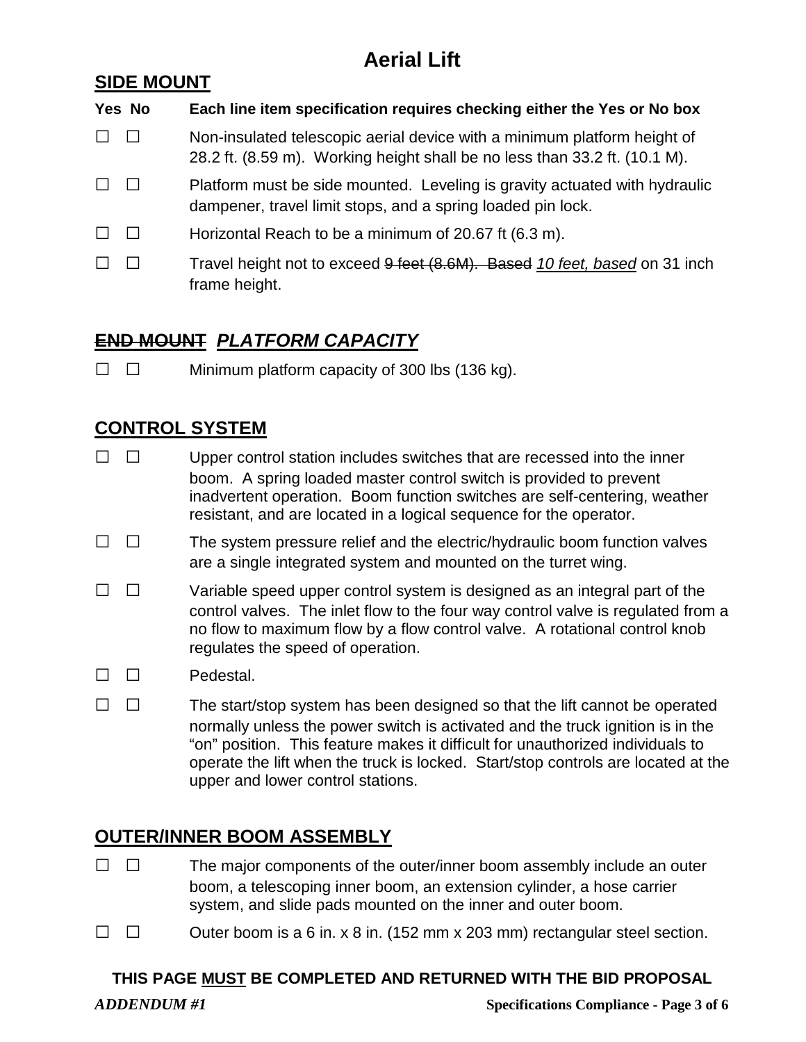# Aerial Lift

## SIDE MOUNT

**Yes No Each line item specification requires checking either the Yes or No box**

☐ ☐ Non-insulated telescopic aerial device with a minimum platform height of 28.2 ft. (8.59 m). Working height shall be no less than 33.2 ft. (10.1 M).

☐ ☐ Platform must be side mounted. Leveling is gravity actuated with hydraulic dampener, travel limit stops, and a spring loaded pin lock.

☐ ☐ Horizontal Reach to be a minimum of 20.67 ft (6.3 m).

☐ ☐ Travel height not to exceed ~~9 feet (8.6M). Based~~ *10 feet, based* on 31 inch frame height.

## ~~END MOUNT~~ *PLATFORM CAPACITY*

☐ ☐ Minimum platform capacity of 300 lbs (136 kg).

## CONTROL SYSTEM

☐ ☐ Upper control station includes switches that are recessed into the inner boom. A spring loaded master control switch is provided to prevent inadvertent operation. Boom function switches are self-centering, weather resistant, and are located in a logical sequence for the operator.

☐ ☐ The system pressure relief and the electric/hydraulic boom function valves are a single integrated system and mounted on the turret wing.

☐ ☐ Variable speed upper control system is designed as an integral part of the control valves. The inlet flow to the four way control valve is regulated from a no flow to maximum flow by a flow control valve. A rotational control knob regulates the speed of operation.

☐ ☐ Pedestal.

☐ ☐ The start/stop system has been designed so that the lift cannot be operated normally unless the power switch is activated and the truck ignition is in the "on" position. This feature makes it difficult for unauthorized individuals to operate the lift when the truck is locked. Start/stop controls are located at the upper and lower control stations.

## OUTER/INNER BOOM ASSEMBLY

☐ ☐ The major components of the outer/inner boom assembly include an outer boom, a telescoping inner boom, an extension cylinder, a hose carrier system, and slide pads mounted on the inner and outer boom.

☐ ☐ Outer boom is a 6 in. x 8 in. (152 mm x 203 mm) rectangular steel section.

**THIS PAGE MUST BE COMPLETED AND RETURNED WITH THE BID PROPOSAL**

***ADDENDUM #1*** **Specifications Compliance - Page 3 of 6**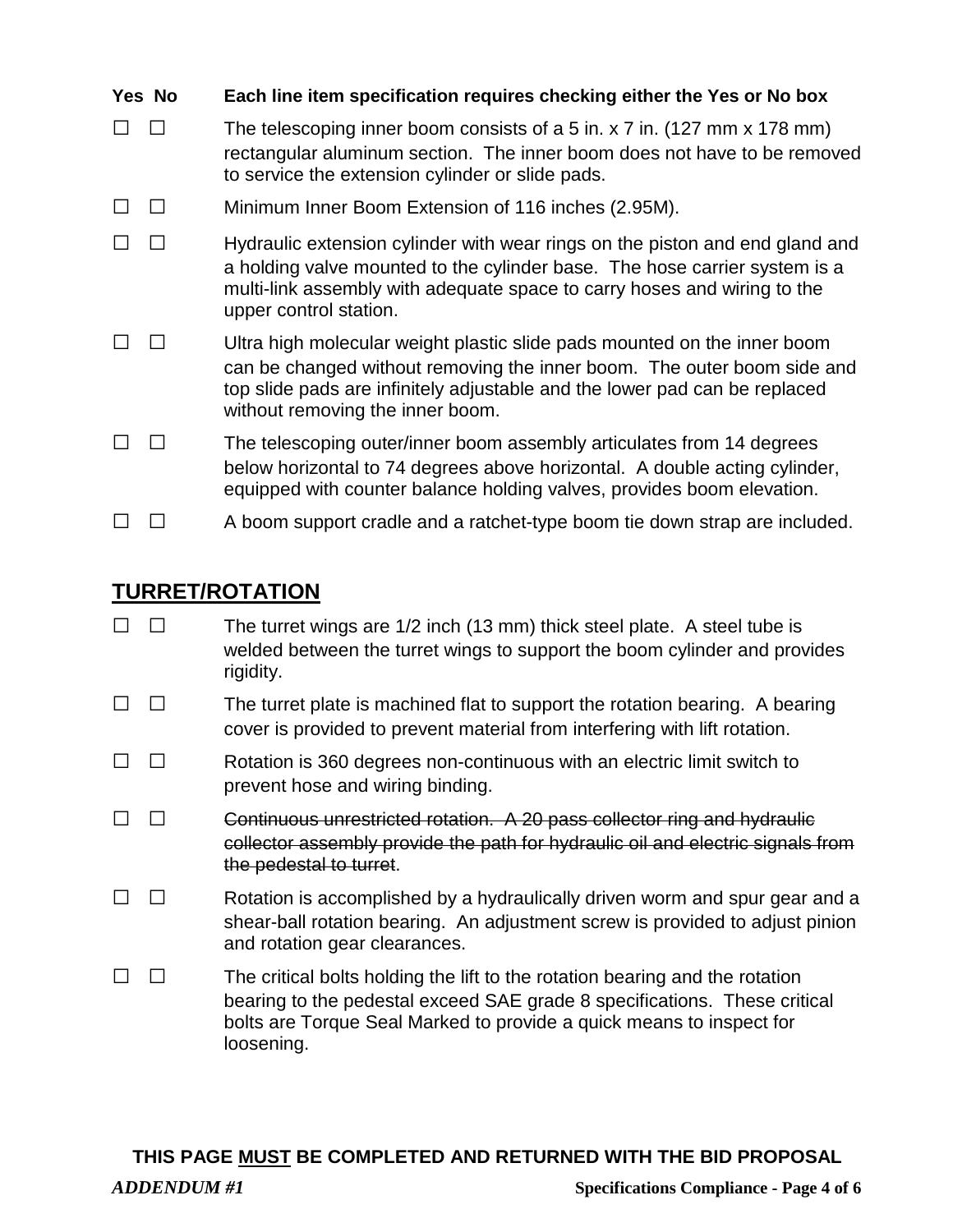**Yes No** **Each line item specification requires checking either the Yes or No box**

☐ ☐ The telescoping inner boom consists of a 5 in. x 7 in. (127 mm x 178 mm) rectangular aluminum section. The inner boom does not have to be removed to service the extension cylinder or slide pads.

☐ ☐ Minimum Inner Boom Extension of 116 inches (2.95M).

☐ ☐ Hydraulic extension cylinder with wear rings on the piston and end gland and a holding valve mounted to the cylinder base. The hose carrier system is a multi-link assembly with adequate space to carry hoses and wiring to the upper control station.

☐ ☐ Ultra high molecular weight plastic slide pads mounted on the inner boom can be changed without removing the inner boom. The outer boom side and top slide pads are infinitely adjustable and the lower pad can be replaced without removing the inner boom.

☐ ☐ The telescoping outer/inner boom assembly articulates from 14 degrees below horizontal to 74 degrees above horizontal. A double acting cylinder, equipped with counter balance holding valves, provides boom elevation.

☐ ☐ A boom support cradle and a ratchet-type boom tie down strap are included.

## TURRET/ROTATION

☐ ☐ The turret wings are 1/2 inch (13 mm) thick steel plate. A steel tube is welded between the turret wings to support the boom cylinder and provides rigidity.

☐ ☐ The turret plate is machined flat to support the rotation bearing. A bearing cover is provided to prevent material from interfering with lift rotation.

☐ ☐ Rotation is 360 degrees non-continuous with an electric limit switch to prevent hose and wiring binding.

☐ ☐ ~~Continuous unrestricted rotation. A 20 pass collector ring and hydraulic collector assembly provide the path for hydraulic oil and electric signals from the pedestal to turret~~.

☐ ☐ Rotation is accomplished by a hydraulically driven worm and spur gear and a shear-ball rotation bearing. An adjustment screw is provided to adjust pinion and rotation gear clearances.

☐ ☐ The critical bolts holding the lift to the rotation bearing and the rotation bearing to the pedestal exceed SAE grade 8 specifications. These critical bolts are Torque Seal Marked to provide a quick means to inspect for loosening.

**THIS PAGE MUST BE COMPLETED AND RETURNED WITH THE BID PROPOSAL**

***ADDENDUM #1*** **Specifications Compliance**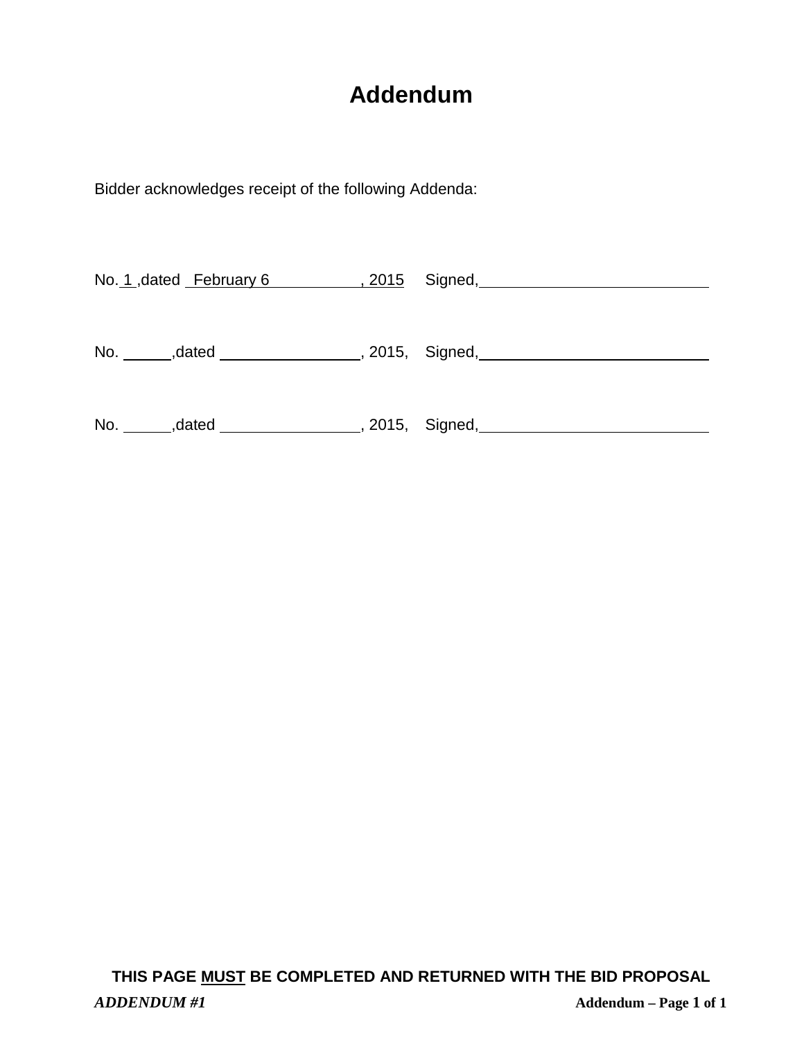# Addendum

Bidder acknowledges receipt of the following Addenda:

No. 1 ,dated February 6 , 2015 Signed,\_\_\_\_\_\_\_\_\_\_\_\_\_\_\_\_\_\_\_\_\_\_\_\_\_\_\_\_

No. \_\_\_\_\_\_,dated \_\_\_\_\_\_\_\_\_\_\_\_\_\_\_\_\_, 2015, Signed,\_\_\_\_\_\_\_\_\_\_\_\_\_\_\_\_\_\_\_\_\_\_\_\_\_\_\_\_

No. \_\_\_\_\_\_,dated \_\_\_\_\_\_\_\_\_\_\_\_\_\_\_\_\_, 2015, Signed,\_\_\_\_\_\_\_\_\_\_\_\_\_\_\_\_\_\_\_\_\_\_\_\_\_\_\_\_

**THIS PAGE <u>MUST</u> BE COMPLETED AND RETURNED WITH THE BID PROPOSAL**